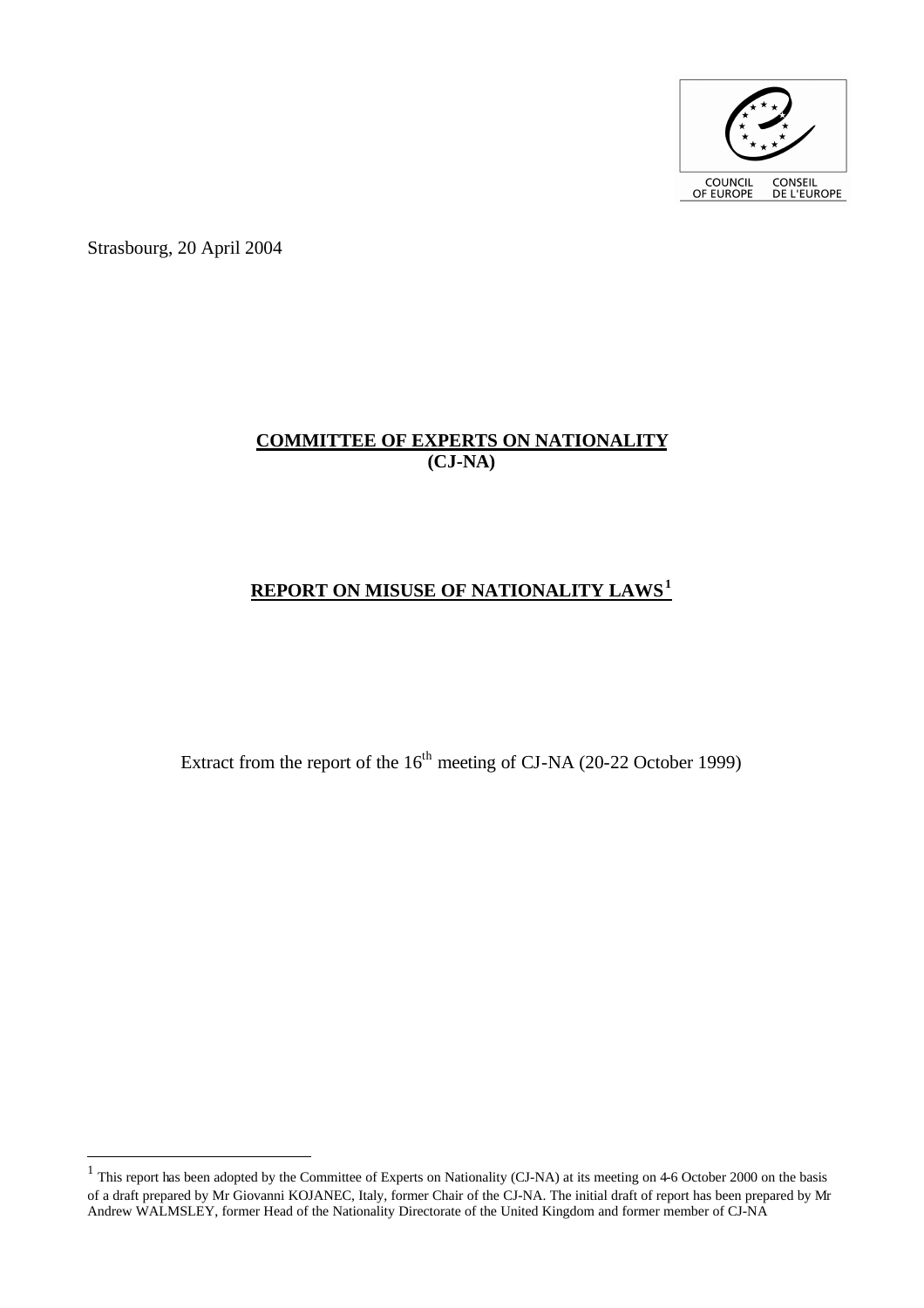COUNCIL OF EUROPE CONSEIL DE L'EUROPE

Strasbourg, 20 April 2004

**COMMITTEE OF EXPERTS ON NATIONALITY**
**(CJ-NA)**

# REPORT ON MISUSE OF NATIONALITY LAWS[1]

Extract from the report of the 16th meeting of CJ-NA (20-22 October 1999)

---

[1] This report has been adopted by the Committee of Experts on Nationality (CJ-NA) at its meeting on 4-6 October 2000 on the basis of a draft prepared by Mr Giovanni KOJANEC, Italy, former Chair of the CJ-NA. The initial draft of report has been prepared by Mr Andrew WALMSLEY, former Head of the Nationality Directorate of the United Kingdom and former member of CJ-NA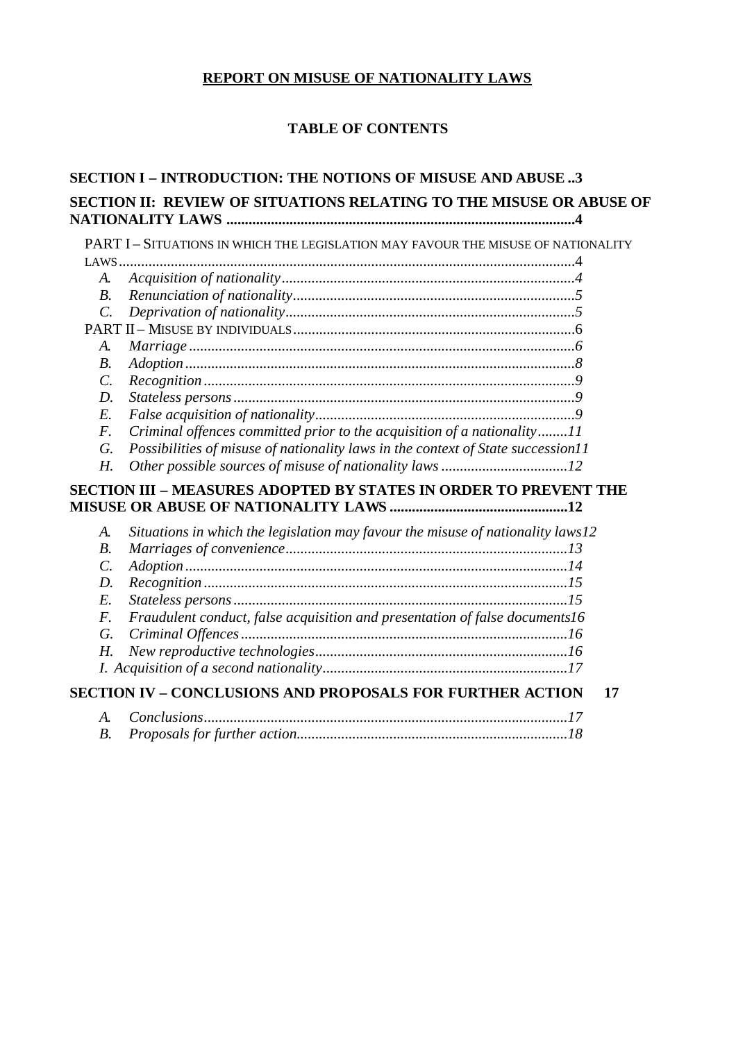**REPORT ON MISUSE OF NATIONALITY LAWS**

**TABLE OF CONTENTS**

**SECTION I – INTRODUCTION: THE NOTIONS OF MISUSE AND ABUSE ..3**

**SECTION II: REVIEW OF SITUATIONS RELATING TO THE MISUSE OR ABUSE OF NATIONALITY LAWS ..........................................................................................4**

PART I – SITUATIONS IN WHICH THE LEGISLATION MAY FAVOUR THE MISUSE OF NATIONALITY LAWS..........................................................................................................................4

- A. *Acquisition of nationality...............................................................................4*
- B. *Renunciation of nationality............................................................................5*
- C. *Deprivation of nationality..............................................................................5*

PART II – MISUSE BY INDIVIDUALS...........................................................................6

- A. *Marriage ........................................................................................................6*
- B. *Adoption ........................................................................................................8*
- C. *Recognition ...................................................................................................9*
- D. *Stateless persons ...........................................................................................9*
- E. *False acquisition of nationality......................................................................9*
- F. *Criminal offences committed prior to the acquisition of a nationality........11*
- G. *Possibilities of misuse of nationality laws in the context of State succession11*
- H. *Other possible sources of misuse of nationality laws ..................................12*

**SECTION III – MEASURES ADOPTED BY STATES IN ORDER TO PREVENT THE MISUSE OR ABUSE OF NATIONALITY LAWS ...............................................12**

- A. *Situations in which the legislation may favour the misuse of nationality laws12*
- B. *Marriages of convenience...........................................................................13*
- C. *Adoption ......................................................................................................14*
- D. *Recognition .................................................................................................15*
- E. *Stateless persons .........................................................................................15*
- F. *Fraudulent conduct, false acquisition and presentation of false documents16*
- G. *Criminal Offences .......................................................................................16*
- H. *New reproductive technologies...................................................................16*
- I. *Acquisition of a second nationality.................................................................17*

**SECTION IV – CONCLUSIONS AND PROPOSALS FOR FURTHER ACTION 17**

- A. *Conclusions.................................................................................................17*
- B. *Proposals for further action.........................................................................18*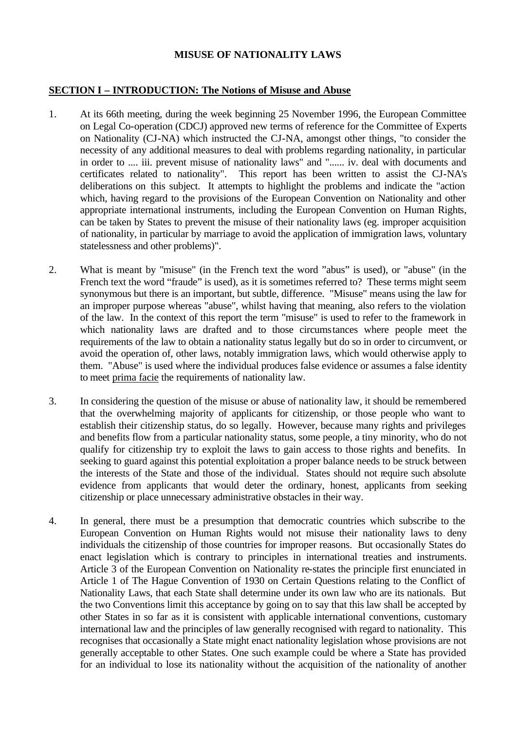**MISUSE OF NATIONALITY LAWS**

## SECTION I – INTRODUCTION: The Notions of Misuse and Abuse

1. At its 66th meeting, during the week beginning 25 November 1996, the European Committee on Legal Co-operation (CDCJ) approved new terms of reference for the Committee of Experts on Nationality (CJ-NA) which instructed the CJ-NA, amongst other things, "to consider the necessity of any additional measures to deal with problems regarding nationality, in particular in order to .... iii. prevent misuse of nationality laws" and "...... iv. deal with documents and certificates related to nationality". This report has been written to assist the CJ-NA's deliberations on this subject. It attempts to highlight the problems and indicate the "action which, having regard to the provisions of the European Convention on Nationality and other appropriate international instruments, including the European Convention on Human Rights, can be taken by States to prevent the misuse of their nationality laws (eg. improper acquisition of nationality, in particular by marriage to avoid the application of immigration laws, voluntary statelessness and other problems)".

2. What is meant by "misuse" (in the French text the word "abus" is used), or "abuse" (in the French text the word "fraude" is used), as it is sometimes referred to? These terms might seem synonymous but there is an important, but subtle, difference. "Misuse" means using the law for an improper purpose whereas "abuse", whilst having that meaning, also refers to the violation of the law. In the context of this report the term "misuse" is used to refer to the framework in which nationality laws are drafted and to those circumstances where people meet the requirements of the law to obtain a nationality status legally but do so in order to circumvent, or avoid the operation of, other laws, notably immigration laws, which would otherwise apply to them. "Abuse" is used where the individual produces false evidence or assumes a false identity to meet prima facie the requirements of nationality law.

3. In considering the question of the misuse or abuse of nationality law, it should be remembered that the overwhelming majority of applicants for citizenship, or those people who want to establish their citizenship status, do so legally. However, because many rights and privileges and benefits flow from a particular nationality status, some people, a tiny minority, who do not qualify for citizenship try to exploit the laws to gain access to those rights and benefits. In seeking to guard against this potential exploitation a proper balance needs to be struck between the interests of the State and those of the individual. States should not require such absolute evidence from applicants that would deter the ordinary, honest, applicants from seeking citizenship or place unnecessary administrative obstacles in their way.

4. In general, there must be a presumption that democratic countries which subscribe to the European Convention on Human Rights would not misuse their nationality laws to deny individuals the citizenship of those countries for improper reasons. But occasionally States do enact legislation which is contrary to principles in international treaties and instruments. Article 3 of the European Convention on Nationality re-states the principle first enunciated in Article 1 of The Hague Convention of 1930 on Certain Questions relating to the Conflict of Nationality Laws, that each State shall determine under its own law who are its nationals. But the two Conventions limit this acceptance by going on to say that this law shall be accepted by other States in so far as it is consistent with applicable international conventions, customary international law and the principles of law generally recognised with regard to nationality. This recognises that occasionally a State might enact nationality legislation whose provisions are not generally acceptable to other States. One such example could be where a State has provided for an individual to lose its nationality without the acquisition of the nationality of another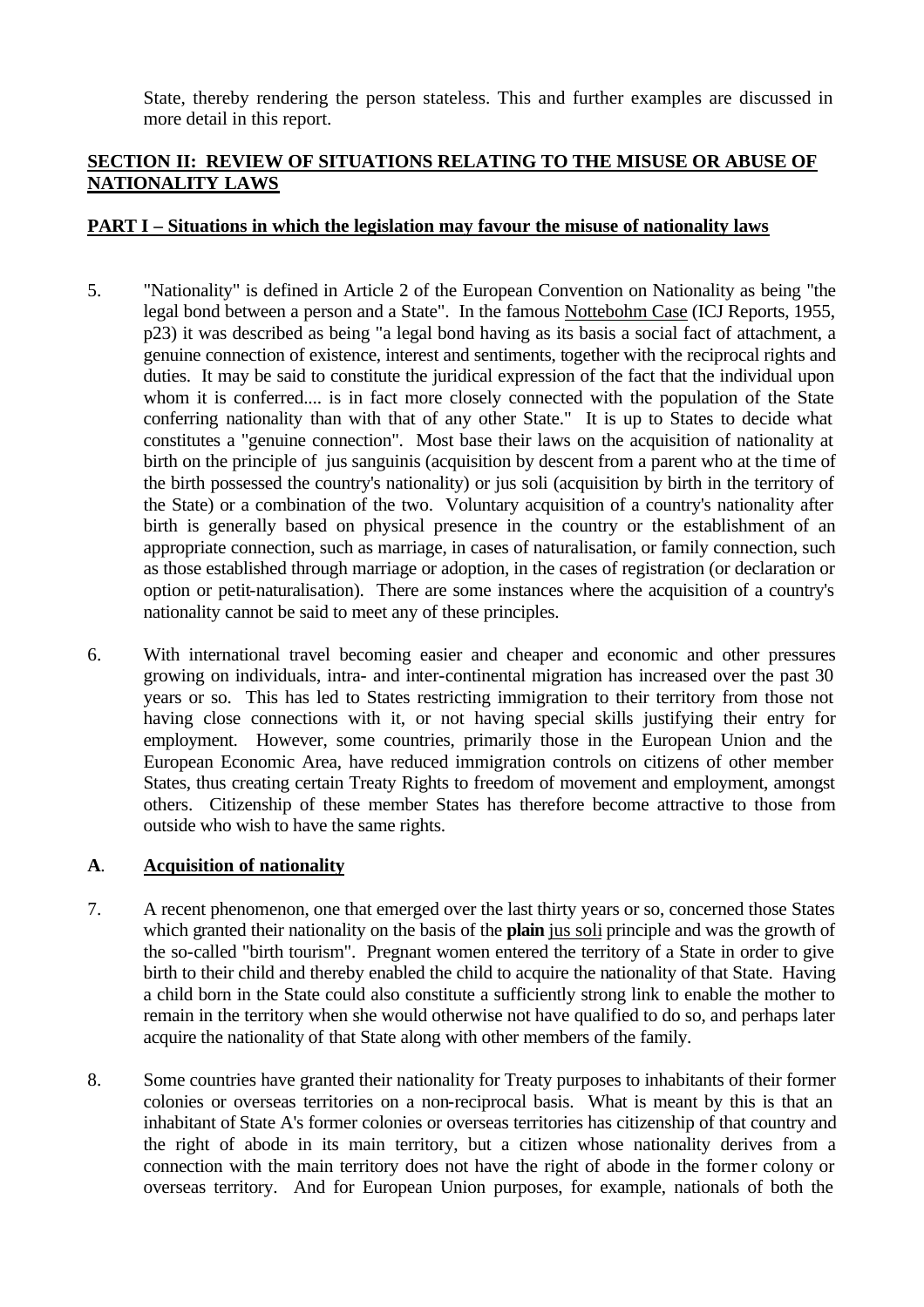State, thereby rendering the person stateless. This and further examples are discussed in more detail in this report.

## SECTION II: REVIEW OF SITUATIONS RELATING TO THE MISUSE OR ABUSE OF NATIONALITY LAWS

### PART I – Situations in which the legislation may favour the misuse of nationality laws

5. "Nationality" is defined in Article 2 of the European Convention on Nationality as being "the legal bond between a person and a State". In the famous Nottebohm Case (ICJ Reports, 1955, p23) it was described as being "a legal bond having as its basis a social fact of attachment, a genuine connection of existence, interest and sentiments, together with the reciprocal rights and duties. It may be said to constitute the juridical expression of the fact that the individual upon whom it is conferred.... is in fact more closely connected with the population of the State conferring nationality than with that of any other State." It is up to States to decide what constitutes a "genuine connection". Most base their laws on the acquisition of nationality at birth on the principle of jus sanguinis (acquisition by descent from a parent who at the time of the birth possessed the country's nationality) or jus soli (acquisition by birth in the territory of the State) or a combination of the two. Voluntary acquisition of a country's nationality after birth is generally based on physical presence in the country or the establishment of an appropriate connection, such as marriage, in cases of naturalisation, or family connection, such as those established through marriage or adoption, in the cases of registration (or declaration or option or petit-naturalisation). There are some instances where the acquisition of a country's nationality cannot be said to meet any of these principles.

6. With international travel becoming easier and cheaper and economic and other pressures growing on individuals, intra- and inter-continental migration has increased over the past 30 years or so. This has led to States restricting immigration to their territory from those not having close connections with it, or not having special skills justifying their entry for employment. However, some countries, primarily those in the European Union and the European Economic Area, have reduced immigration controls on citizens of other member States, thus creating certain Treaty Rights to freedom of movement and employment, amongst others. Citizenship of these member States has therefore become attractive to those from outside who wish to have the same rights.

### A. Acquisition of nationality

7. A recent phenomenon, one that emerged over the last thirty years or so, concerned those States which granted their nationality on the basis of the **plain** jus soli principle and was the growth of the so-called "birth tourism". Pregnant women entered the territory of a State in order to give birth to their child and thereby enabled the child to acquire the nationality of that State. Having a child born in the State could also constitute a sufficiently strong link to enable the mother to remain in the territory when she would otherwise not have qualified to do so, and perhaps later acquire the nationality of that State along with other members of the family.

8. Some countries have granted their nationality for Treaty purposes to inhabitants of their former colonies or overseas territories on a non-reciprocal basis. What is meant by this is that an inhabitant of State A's former colonies or overseas territories has citizenship of that country and the right of abode in its main territory, but a citizen whose nationality derives from a connection with the main territory does not have the right of abode in the former colony or overseas territory. And for European Union purposes, for example, nationals of both the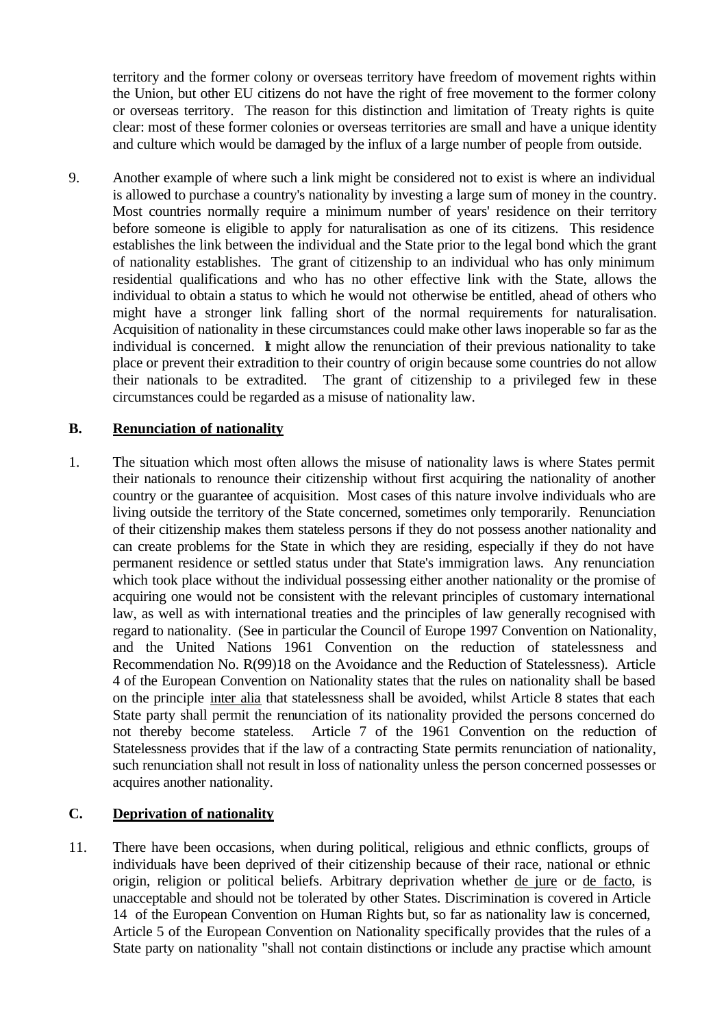territory and the former colony or overseas territory have freedom of movement rights within the Union, but other EU citizens do not have the right of free movement to the former colony or overseas territory. The reason for this distinction and limitation of Treaty rights is quite clear: most of these former colonies or overseas territories are small and have a unique identity and culture which would be damaged by the influx of a large number of people from outside.

9. Another example of where such a link might be considered not to exist is where an individual is allowed to purchase a country's nationality by investing a large sum of money in the country. Most countries normally require a minimum number of years' residence on their territory before someone is eligible to apply for naturalisation as one of its citizens. This residence establishes the link between the individual and the State prior to the legal bond which the grant of nationality establishes. The grant of citizenship to an individual who has only minimum residential qualifications and who has no other effective link with the State, allows the individual to obtain a status to which he would not otherwise be entitled, ahead of others who might have a stronger link falling short of the normal requirements for naturalisation. Acquisition of nationality in these circumstances could make other laws inoperable so far as the individual is concerned. It might allow the renunciation of their previous nationality to take place or prevent their extradition to their country of origin because some countries do not allow their nationals to be extradited. The grant of citizenship to a privileged few in these circumstances could be regarded as a misuse of nationality law.

## B. Renunciation of nationality

1. The situation which most often allows the misuse of nationality laws is where States permit their nationals to renounce their citizenship without first acquiring the nationality of another country or the guarantee of acquisition. Most cases of this nature involve individuals who are living outside the territory of the State concerned, sometimes only temporarily. Renunciation of their citizenship makes them stateless persons if they do not possess another nationality and can create problems for the State in which they are residing, especially if they do not have permanent residence or settled status under that State's immigration laws. Any renunciation which took place without the individual possessing either another nationality or the promise of acquiring one would not be consistent with the relevant principles of customary international law, as well as with international treaties and the principles of law generally recognised with regard to nationality. (See in particular the Council of Europe 1997 Convention on Nationality, and the United Nations 1961 Convention on the reduction of statelessness and Recommendation No. R(99)18 on the Avoidance and the Reduction of Statelessness). Article 4 of the European Convention on Nationality states that the rules on nationality shall be based on the principle inter alia that statelessness shall be avoided, whilst Article 8 states that each State party shall permit the renunciation of its nationality provided the persons concerned do not thereby become stateless. Article 7 of the 1961 Convention on the reduction of Statelessness provides that if the law of a contracting State permits renunciation of nationality, such renunciation shall not result in loss of nationality unless the person concerned possesses or acquires another nationality.

## C. Deprivation of nationality

11. There have been occasions, when during political, religious and ethnic conflicts, groups of individuals have been deprived of their citizenship because of their race, national or ethnic origin, religion or political beliefs. Arbitrary deprivation whether de jure or de facto, is unacceptable and should not be tolerated by other States. Discrimination is covered in Article 14 of the European Convention on Human Rights but, so far as nationality law is concerned, Article 5 of the European Convention on Nationality specifically provides that the rules of a State party on nationality "shall not contain distinctions or include any practise which amount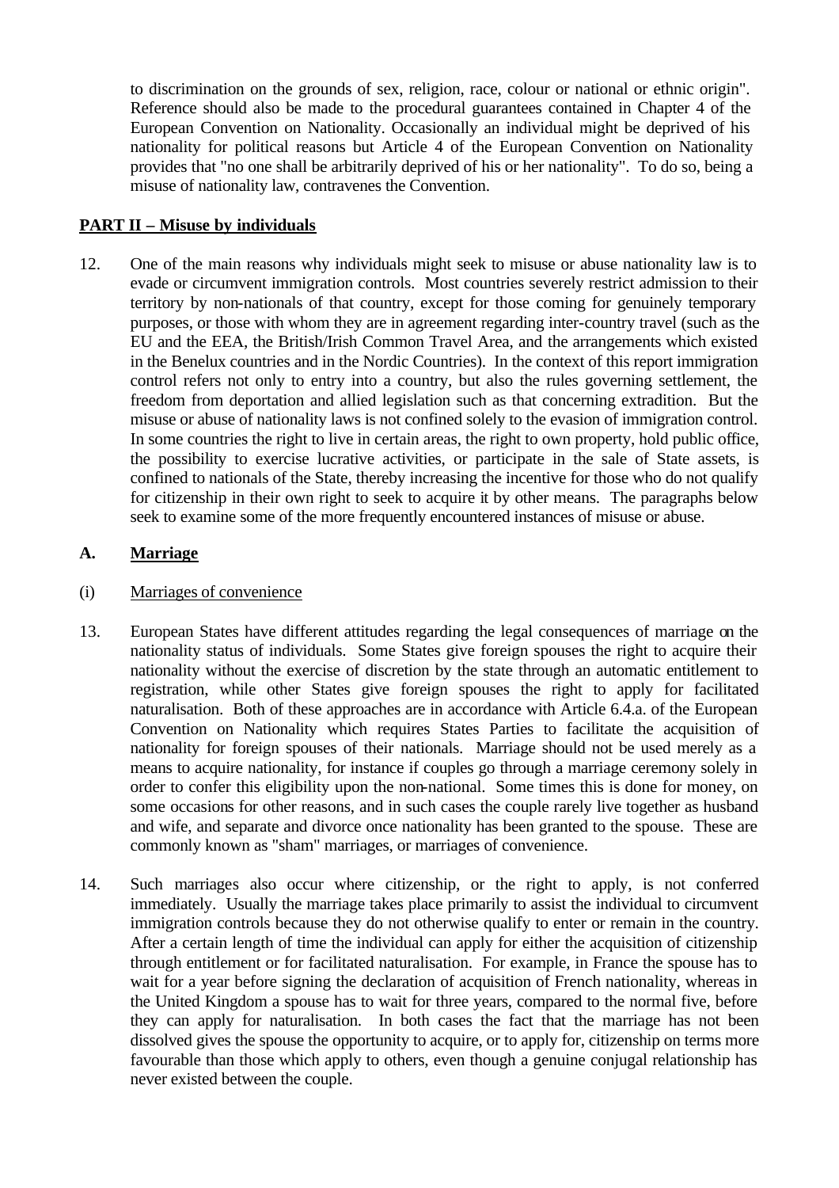to discrimination on the grounds of sex, religion, race, colour or national or ethnic origin". Reference should also be made to the procedural guarantees contained in Chapter 4 of the European Convention on Nationality. Occasionally an individual might be deprived of his nationality for political reasons but Article 4 of the European Convention on Nationality provides that "no one shall be arbitrarily deprived of his or her nationality". To do so, being a misuse of nationality law, contravenes the Convention.

## PART II – Misuse by individuals

12. One of the main reasons why individuals might seek to misuse or abuse nationality law is to evade or circumvent immigration controls. Most countries severely restrict admission to their territory by non-nationals of that country, except for those coming for genuinely temporary purposes, or those with whom they are in agreement regarding inter-country travel (such as the EU and the EEA, the British/Irish Common Travel Area, and the arrangements which existed in the Benelux countries and in the Nordic Countries). In the context of this report immigration control refers not only to entry into a country, but also the rules governing settlement, the freedom from deportation and allied legislation such as that concerning extradition. But the misuse or abuse of nationality laws is not confined solely to the evasion of immigration control. In some countries the right to live in certain areas, the right to own property, hold public office, the possibility to exercise lucrative activities, or participate in the sale of State assets, is confined to nationals of the State, thereby increasing the incentive for those who do not qualify for citizenship in their own right to seek to acquire it by other means. The paragraphs below seek to examine some of the more frequently encountered instances of misuse or abuse.

### A. Marriage

#### (i) Marriages of convenience

13. European States have different attitudes regarding the legal consequences of marriage on the nationality status of individuals. Some States give foreign spouses the right to acquire their nationality without the exercise of discretion by the state through an automatic entitlement to registration, while other States give foreign spouses the right to apply for facilitated naturalisation. Both of these approaches are in accordance with Article 6.4.a. of the European Convention on Nationality which requires States Parties to facilitate the acquisition of nationality for foreign spouses of their nationals. Marriage should not be used merely as a means to acquire nationality, for instance if couples go through a marriage ceremony solely in order to confer this eligibility upon the non-national. Some times this is done for money, on some occasions for other reasons, and in such cases the couple rarely live together as husband and wife, and separate and divorce once nationality has been granted to the spouse. These are commonly known as "sham" marriages, or marriages of convenience.

14. Such marriages also occur where citizenship, or the right to apply, is not conferred immediately. Usually the marriage takes place primarily to assist the individual to circumvent immigration controls because they do not otherwise qualify to enter or remain in the country. After a certain length of time the individual can apply for either the acquisition of citizenship through entitlement or for facilitated naturalisation. For example, in France the spouse has to wait for a year before signing the declaration of acquisition of French nationality, whereas in the United Kingdom a spouse has to wait for three years, compared to the normal five, before they can apply for naturalisation. In both cases the fact that the marriage has not been dissolved gives the spouse the opportunity to acquire, or to apply for, citizenship on terms more favourable than those which apply to others, even though a genuine conjugal relationship has never existed between the couple.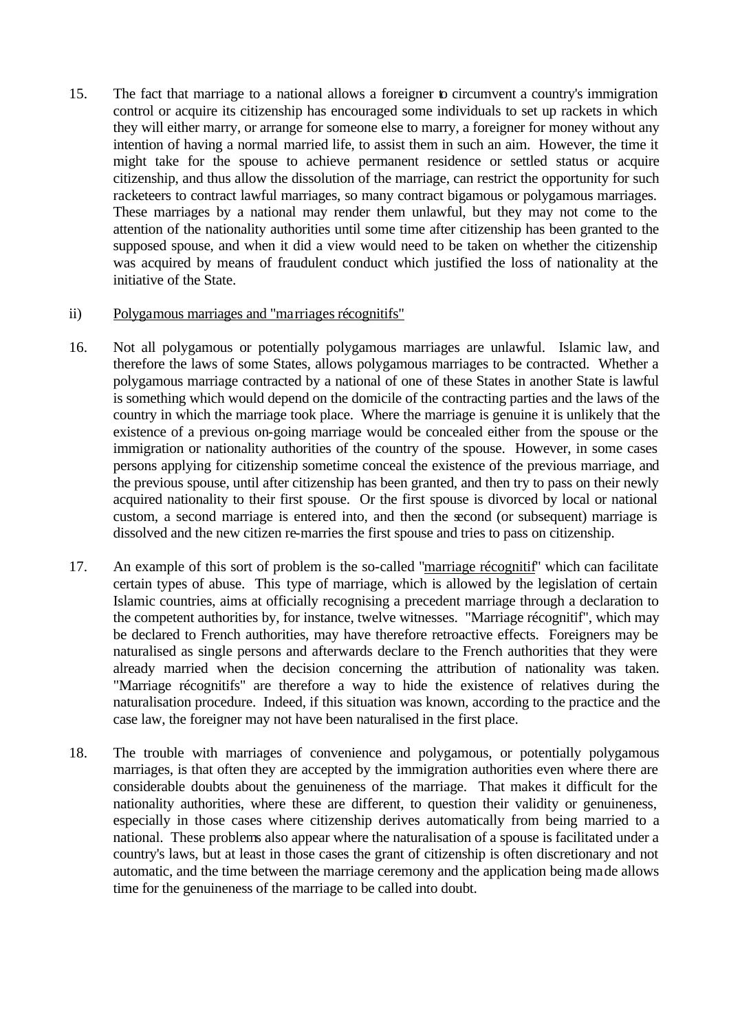15. The fact that marriage to a national allows a foreigner to circumvent a country's immigration control or acquire its citizenship has encouraged some individuals to set up rackets in which they will either marry, or arrange for someone else to marry, a foreigner for money without any intention of having a normal married life, to assist them in such an aim. However, the time it might take for the spouse to achieve permanent residence or settled status or acquire citizenship, and thus allow the dissolution of the marriage, can restrict the opportunity for such racketeers to contract lawful marriages, so many contract bigamous or polygamous marriages. These marriages by a national may render them unlawful, but they may not come to the attention of the nationality authorities until some time after citizenship has been granted to the supposed spouse, and when it did a view would need to be taken on whether the citizenship was acquired by means of fraudulent conduct which justified the loss of nationality at the initiative of the State.

ii) Polygamous marriages and "marriages récognitifs"

16. Not all polygamous or potentially polygamous marriages are unlawful. Islamic law, and therefore the laws of some States, allows polygamous marriages to be contracted. Whether a polygamous marriage contracted by a national of one of these States in another State is lawful is something which would depend on the domicile of the contracting parties and the laws of the country in which the marriage took place. Where the marriage is genuine it is unlikely that the existence of a previous on-going marriage would be concealed either from the spouse or the immigration or nationality authorities of the country of the spouse. However, in some cases persons applying for citizenship sometime conceal the existence of the previous marriage, and the previous spouse, until after citizenship has been granted, and then try to pass on their newly acquired nationality to their first spouse. Or the first spouse is divorced by local or national custom, a second marriage is entered into, and then the second (or subsequent) marriage is dissolved and the new citizen re-marries the first spouse and tries to pass on citizenship.

17. An example of this sort of problem is the so-called "marriage récognitif" which can facilitate certain types of abuse. This type of marriage, which is allowed by the legislation of certain Islamic countries, aims at officially recognising a precedent marriage through a declaration to the competent authorities by, for instance, twelve witnesses. "Marriage récognitif", which may be declared to French authorities, may have therefore retroactive effects. Foreigners may be naturalised as single persons and afterwards declare to the French authorities that they were already married when the decision concerning the attribution of nationality was taken. "Marriage récognitifs" are therefore a way to hide the existence of relatives during the naturalisation procedure. Indeed, if this situation was known, according to the practice and the case law, the foreigner may not have been naturalised in the first place.

18. The trouble with marriages of convenience and polygamous, or potentially polygamous marriages, is that often they are accepted by the immigration authorities even where there are considerable doubts about the genuineness of the marriage. That makes it difficult for the nationality authorities, where these are different, to question their validity or genuineness, especially in those cases where citizenship derives automatically from being married to a national. These problems also appear where the naturalisation of a spouse is facilitated under a country's laws, but at least in those cases the grant of citizenship is often discretionary and not automatic, and the time between the marriage ceremony and the application being made allows time for the genuineness of the marriage to be called into doubt.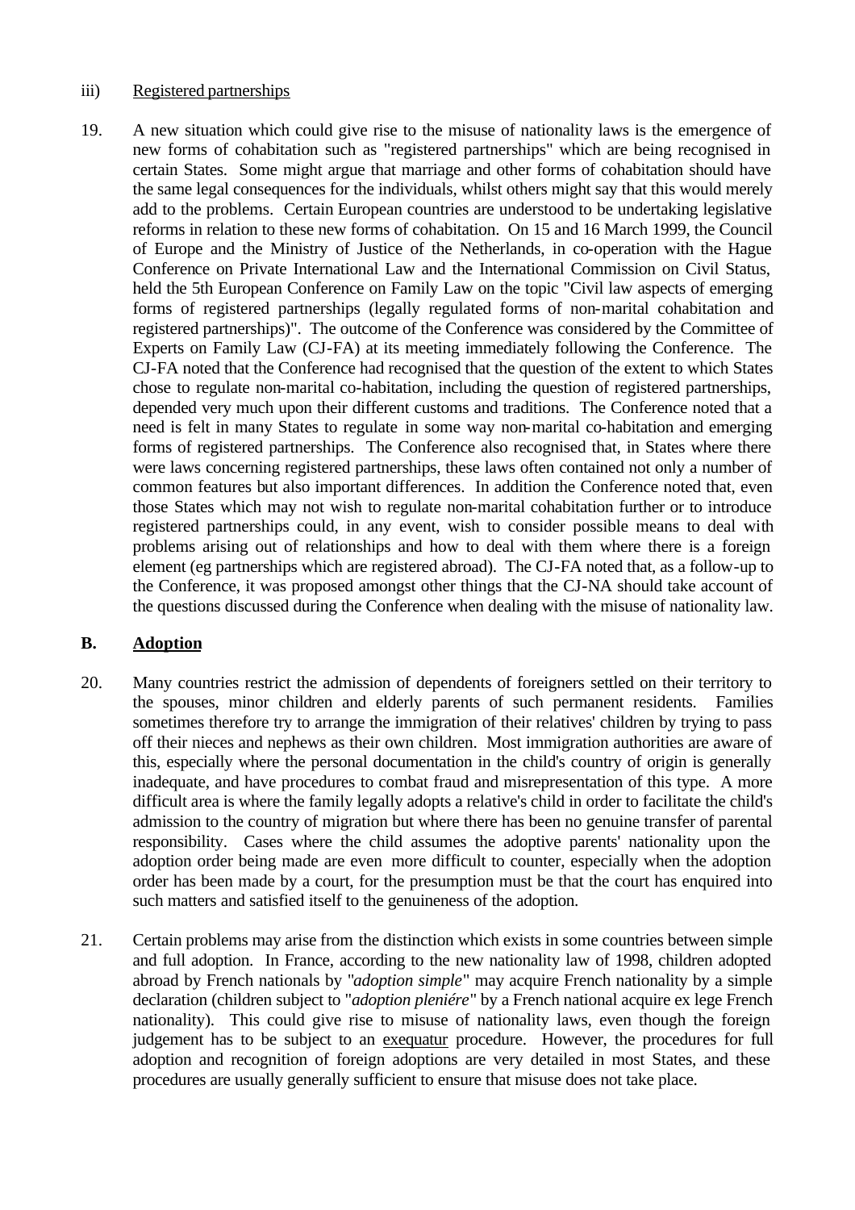iii) Registered partnerships

19. A new situation which could give rise to the misuse of nationality laws is the emergence of new forms of cohabitation such as "registered partnerships" which are being recognised in certain States. Some might argue that marriage and other forms of cohabitation should have the same legal consequences for the individuals, whilst others might say that this would merely add to the problems. Certain European countries are understood to be undertaking legislative reforms in relation to these new forms of cohabitation. On 15 and 16 March 1999, the Council of Europe and the Ministry of Justice of the Netherlands, in co-operation with the Hague Conference on Private International Law and the International Commission on Civil Status, held the 5th European Conference on Family Law on the topic "Civil law aspects of emerging forms of registered partnerships (legally regulated forms of non-marital cohabitation and registered partnerships)". The outcome of the Conference was considered by the Committee of Experts on Family Law (CJ-FA) at its meeting immediately following the Conference. The CJ-FA noted that the Conference had recognised that the question of the extent to which States chose to regulate non-marital co-habitation, including the question of registered partnerships, depended very much upon their different customs and traditions. The Conference noted that a need is felt in many States to regulate in some way non-marital co-habitation and emerging forms of registered partnerships. The Conference also recognised that, in States where there were laws concerning registered partnerships, these laws often contained not only a number of common features but also important differences. In addition the Conference noted that, even those States which may not wish to regulate non-marital cohabitation further or to introduce registered partnerships could, in any event, wish to consider possible means to deal with problems arising out of relationships and how to deal with them where there is a foreign element (eg partnerships which are registered abroad). The CJ-FA noted that, as a follow-up to the Conference, it was proposed amongst other things that the CJ-NA should take account of the questions discussed during the Conference when dealing with the misuse of nationality law.

## B. Adoption

20. Many countries restrict the admission of dependents of foreigners settled on their territory to the spouses, minor children and elderly parents of such permanent residents. Families sometimes therefore try to arrange the immigration of their relatives' children by trying to pass off their nieces and nephews as their own children. Most immigration authorities are aware of this, especially where the personal documentation in the child's country of origin is generally inadequate, and have procedures to combat fraud and misrepresentation of this type. A more difficult area is where the family legally adopts a relative's child in order to facilitate the child's admission to the country of migration but where there has been no genuine transfer of parental responsibility. Cases where the child assumes the adoptive parents' nationality upon the adoption order being made are even more difficult to counter, especially when the adoption order has been made by a court, for the presumption must be that the court has enquired into such matters and satisfied itself to the genuineness of the adoption.

21. Certain problems may arise from the distinction which exists in some countries between simple and full adoption. In France, according to the new nationality law of 1998, children adopted abroad by French nationals by "*adoption simple*" may acquire French nationality by a simple declaration (children subject to "*adoption pleniére*" by a French national acquire ex lege French nationality). This could give rise to misuse of nationality laws, even though the foreign judgement has to be subject to an exequatur procedure. However, the procedures for full adoption and recognition of foreign adoptions are very detailed in most States, and these procedures are usually generally sufficient to ensure that misuse does not take place.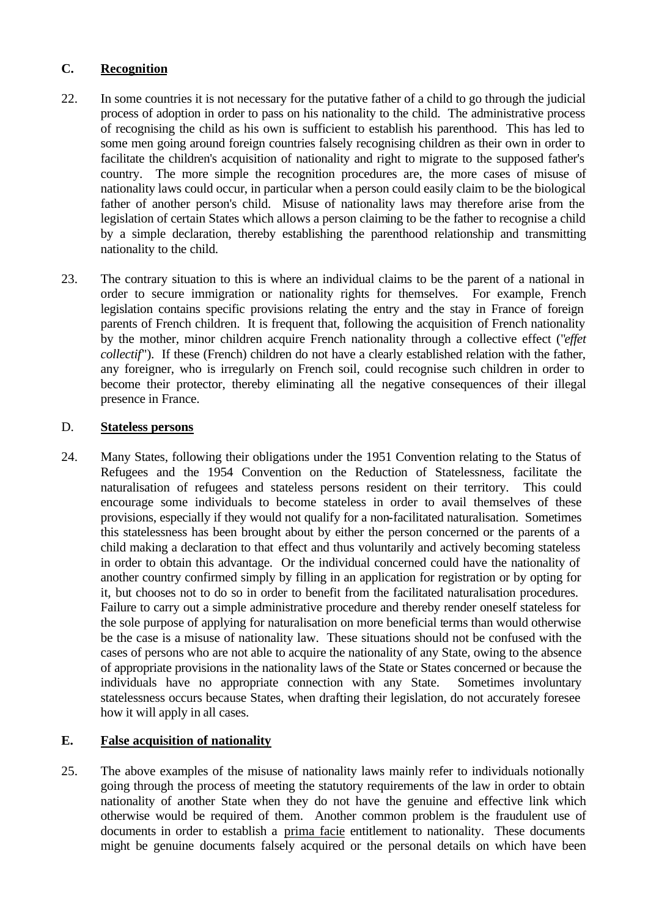## C. Recognition

22. In some countries it is not necessary for the putative father of a child to go through the judicial process of adoption in order to pass on his nationality to the child. The administrative process of recognising the child as his own is sufficient to establish his parenthood. This has led to some men going around foreign countries falsely recognising children as their own in order to facilitate the children's acquisition of nationality and right to migrate to the supposed father's country. The more simple the recognition procedures are, the more cases of misuse of nationality laws could occur, in particular when a person could easily claim to be the biological father of another person's child. Misuse of nationality laws may therefore arise from the legislation of certain States which allows a person claiming to be the father to recognise a child by a simple declaration, thereby establishing the parenthood relationship and transmitting nationality to the child.

23. The contrary situation to this is where an individual claims to be the parent of a national in order to secure immigration or nationality rights for themselves. For example, French legislation contains specific provisions relating the entry and the stay in France of foreign parents of French children. It is frequent that, following the acquisition of French nationality by the mother, minor children acquire French nationality through a collective effect ("*effet collectif*"). If these (French) children do not have a clearly established relation with the father, any foreigner, who is irregularly on French soil, could recognise such children in order to become their protector, thereby eliminating all the negative consequences of their illegal presence in France.

## D. Stateless persons

24. Many States, following their obligations under the 1951 Convention relating to the Status of Refugees and the 1954 Convention on the Reduction of Statelessness, facilitate the naturalisation of refugees and stateless persons resident on their territory. This could encourage some individuals to become stateless in order to avail themselves of these provisions, especially if they would not qualify for a non-facilitated naturalisation. Sometimes this statelessness has been brought about by either the person concerned or the parents of a child making a declaration to that effect and thus voluntarily and actively becoming stateless in order to obtain this advantage. Or the individual concerned could have the nationality of another country confirmed simply by filling in an application for registration or by opting for it, but chooses not to do so in order to benefit from the facilitated naturalisation procedures. Failure to carry out a simple administrative procedure and thereby render oneself stateless for the sole purpose of applying for naturalisation on more beneficial terms than would otherwise be the case is a misuse of nationality law. These situations should not be confused with the cases of persons who are not able to acquire the nationality of any State, owing to the absence of appropriate provisions in the nationality laws of the State or States concerned or because the individuals have no appropriate connection with any State. Sometimes involuntary statelessness occurs because States, when drafting their legislation, do not accurately foresee how it will apply in all cases.

## E. False acquisition of nationality

25. The above examples of the misuse of nationality laws mainly refer to individuals notionally going through the process of meeting the statutory requirements of the law in order to obtain nationality of another State when they do not have the genuine and effective link which otherwise would be required of them. Another common problem is the fraudulent use of documents in order to establish a prima facie entitlement to nationality. These documents might be genuine documents falsely acquired or the personal details on which have been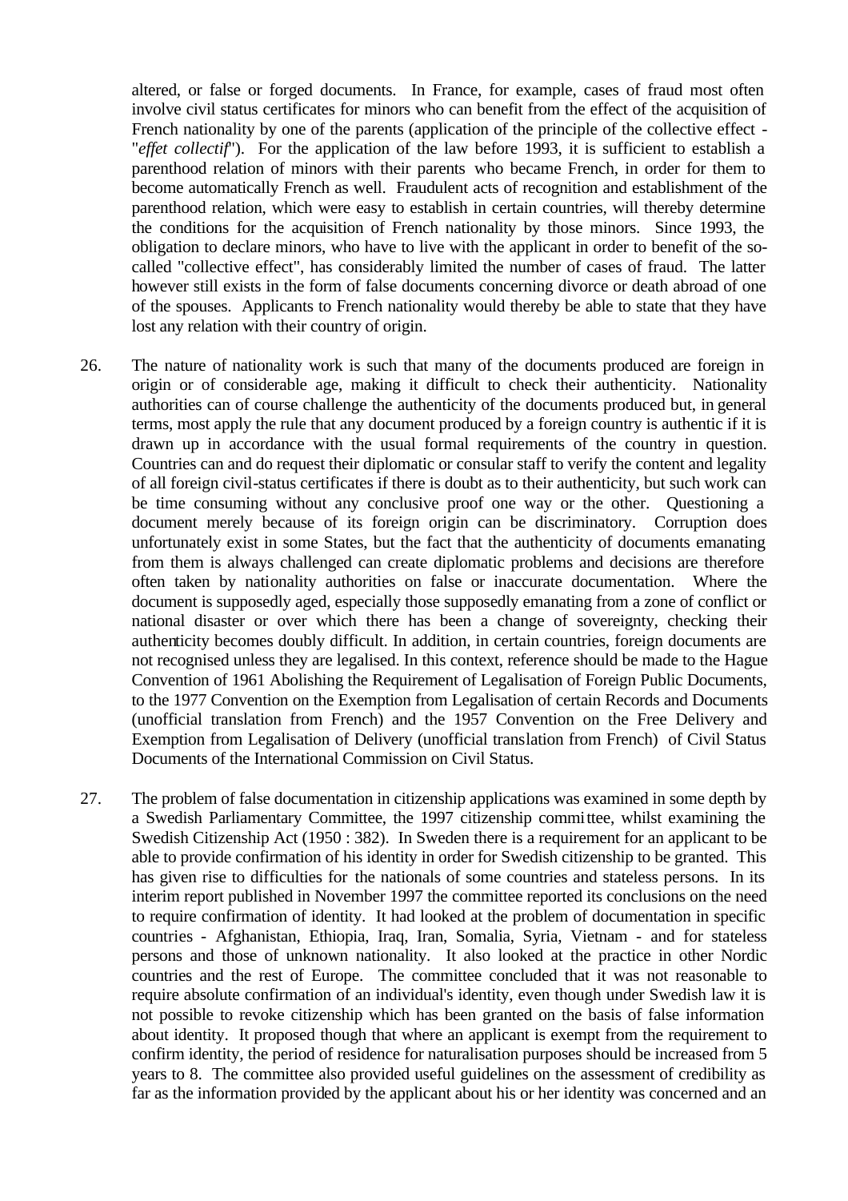altered, or false or forged documents. In France, for example, cases of fraud most often involve civil status certificates for minors who can benefit from the effect of the acquisition of French nationality by one of the parents (application of the principle of the collective effect - "*effet collectif*"). For the application of the law before 1993, it is sufficient to establish a parenthood relation of minors with their parents who became French, in order for them to become automatically French as well. Fraudulent acts of recognition and establishment of the parenthood relation, which were easy to establish in certain countries, will thereby determine the conditions for the acquisition of French nationality by those minors. Since 1993, the obligation to declare minors, who have to live with the applicant in order to benefit of the so-called "collective effect", has considerably limited the number of cases of fraud. The latter however still exists in the form of false documents concerning divorce or death abroad of one of the spouses. Applicants to French nationality would thereby be able to state that they have lost any relation with their country of origin.

26. The nature of nationality work is such that many of the documents produced are foreign in origin or of considerable age, making it difficult to check their authenticity. Nationality authorities can of course challenge the authenticity of the documents produced but, in general terms, most apply the rule that any document produced by a foreign country is authentic if it is drawn up in accordance with the usual formal requirements of the country in question. Countries can and do request their diplomatic or consular staff to verify the content and legality of all foreign civil-status certificates if there is doubt as to their authenticity, but such work can be time consuming without any conclusive proof one way or the other. Questioning a document merely because of its foreign origin can be discriminatory. Corruption does unfortunately exist in some States, but the fact that the authenticity of documents emanating from them is always challenged can create diplomatic problems and decisions are therefore often taken by nationality authorities on false or inaccurate documentation. Where the document is supposedly aged, especially those supposedly emanating from a zone of conflict or national disaster or over which there has been a change of sovereignty, checking their authenticity becomes doubly difficult. In addition, in certain countries, foreign documents are not recognised unless they are legalised. In this context, reference should be made to the Hague Convention of 1961 Abolishing the Requirement of Legalisation of Foreign Public Documents, to the 1977 Convention on the Exemption from Legalisation of certain Records and Documents (unofficial translation from French) and the 1957 Convention on the Free Delivery and Exemption from Legalisation of Delivery (unofficial translation from French) of Civil Status Documents of the International Commission on Civil Status.

27. The problem of false documentation in citizenship applications was examined in some depth by a Swedish Parliamentary Committee, the 1997 citizenship committee, whilst examining the Swedish Citizenship Act (1950 : 382). In Sweden there is a requirement for an applicant to be able to provide confirmation of his identity in order for Swedish citizenship to be granted. This has given rise to difficulties for the nationals of some countries and stateless persons. In its interim report published in November 1997 the committee reported its conclusions on the need to require confirmation of identity. It had looked at the problem of documentation in specific countries - Afghanistan, Ethiopia, Iraq, Iran, Somalia, Syria, Vietnam - and for stateless persons and those of unknown nationality. It also looked at the practice in other Nordic countries and the rest of Europe. The committee concluded that it was not reasonable to require absolute confirmation of an individual's identity, even though under Swedish law it is not possible to revoke citizenship which has been granted on the basis of false information about identity. It proposed though that where an applicant is exempt from the requirement to confirm identity, the period of residence for naturalisation purposes should be increased from 5 years to 8. The committee also provided useful guidelines on the assessment of credibility as far as the information provided by the applicant about his or her identity was concerned and an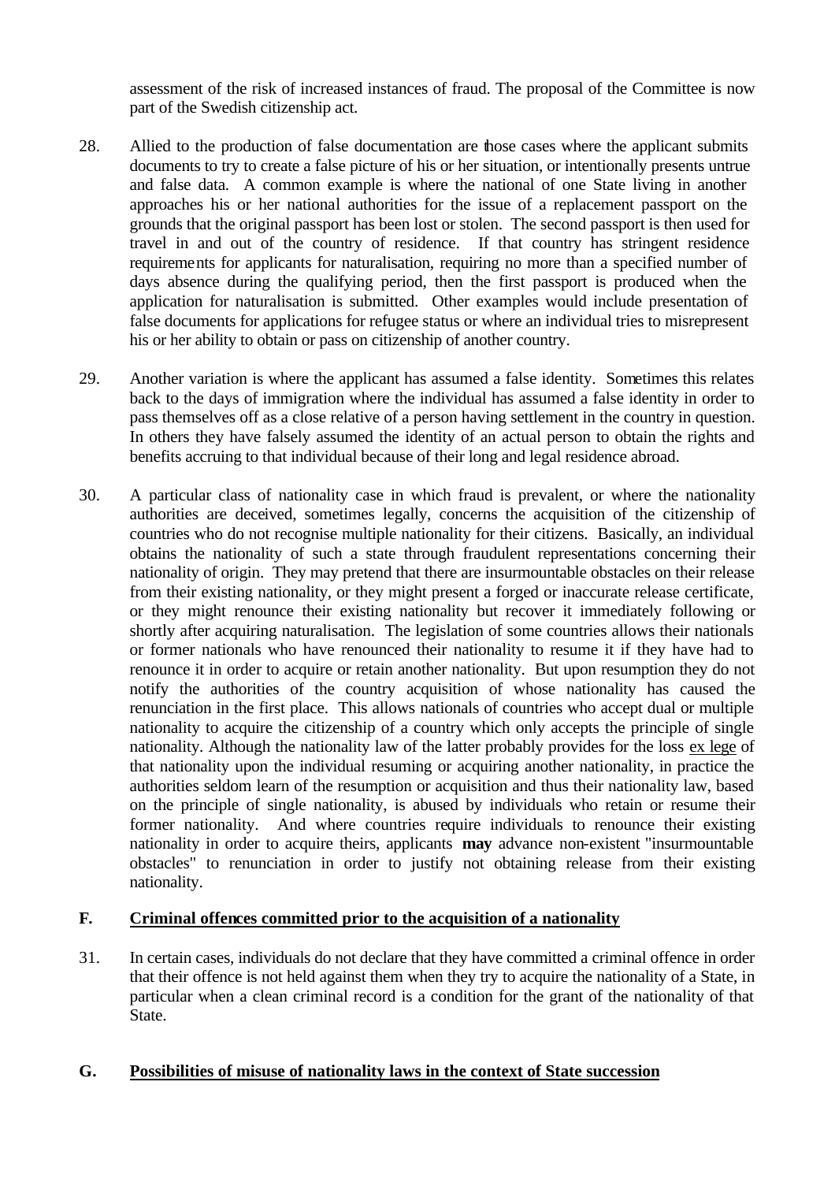assessment of the risk of increased instances of fraud. The proposal of the Committee is now part of the Swedish citizenship act.

28. Allied to the production of false documentation are those cases where the applicant submits documents to try to create a false picture of his or her situation, or intentionally presents untrue and false data. A common example is where the national of one State living in another approaches his or her national authorities for the issue of a replacement passport on the grounds that the original passport has been lost or stolen. The second passport is then used for travel in and out of the country of residence. If that country has stringent residence requirements for applicants for naturalisation, requiring no more than a specified number of days absence during the qualifying period, then the first passport is produced when the application for naturalisation is submitted. Other examples would include presentation of false documents for applications for refugee status or where an individual tries to misrepresent his or her ability to obtain or pass on citizenship of another country.

29. Another variation is where the applicant has assumed a false identity. Sometimes this relates back to the days of immigration where the individual has assumed a false identity in order to pass themselves off as a close relative of a person having settlement in the country in question. In others they have falsely assumed the identity of an actual person to obtain the rights and benefits accruing to that individual because of their long and legal residence abroad.

30. A particular class of nationality case in which fraud is prevalent, or where the nationality authorities are deceived, sometimes legally, concerns the acquisition of the citizenship of countries who do not recognise multiple nationality for their citizens. Basically, an individual obtains the nationality of such a state through fraudulent representations concerning their nationality of origin. They may pretend that there are insurmountable obstacles on their release from their existing nationality, or they might present a forged or inaccurate release certificate, or they might renounce their existing nationality but recover it immediately following or shortly after acquiring naturalisation. The legislation of some countries allows their nationals or former nationals who have renounced their nationality to resume it if they have had to renounce it in order to acquire or retain another nationality. But upon resumption they do not notify the authorities of the country acquisition of whose nationality has caused the renunciation in the first place. This allows nationals of countries who accept dual or multiple nationality to acquire the citizenship of a country which only accepts the principle of single nationality. Although the nationality law of the latter probably provides for the loss ex lege of that nationality upon the individual resuming or acquiring another nationality, in practice the authorities seldom learn of the resumption or acquisition and thus their nationality law, based on the principle of single nationality, is abused by individuals who retain or resume their former nationality. And where countries require individuals to renounce their existing nationality in order to acquire theirs, applicants **may** advance non-existent "insurmountable obstacles" to renunciation in order to justify not obtaining release from their existing nationality.

## F. Criminal offences committed prior to the acquisition of a nationality

31. In certain cases, individuals do not declare that they have committed a criminal offence in order that their offence is not held against them when they try to acquire the nationality of a State, in particular when a clean criminal record is a condition for the grant of the nationality of that State.

## G. Possibilities of misuse of nationality laws in the context of State succession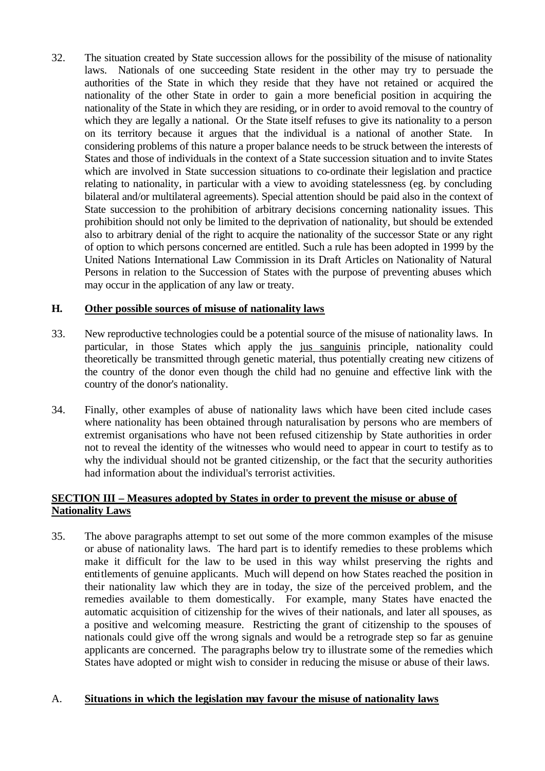32. The situation created by State succession allows for the possibility of the misuse of nationality laws. Nationals of one succeeding State resident in the other may try to persuade the authorities of the State in which they reside that they have not retained or acquired the nationality of the other State in order to gain a more beneficial position in acquiring the nationality of the State in which they are residing, or in order to avoid removal to the country of which they are legally a national. Or the State itself refuses to give its nationality to a person on its territory because it argues that the individual is a national of another State. In considering problems of this nature a proper balance needs to be struck between the interests of States and those of individuals in the context of a State succession situation and to invite States which are involved in State succession situations to co-ordinate their legislation and practice relating to nationality, in particular with a view to avoiding statelessness (eg. by concluding bilateral and/or multilateral agreements). Special attention should be paid also in the context of State succession to the prohibition of arbitrary decisions concerning nationality issues. This prohibition should not only be limited to the deprivation of nationality, but should be extended also to arbitrary denial of the right to acquire the nationality of the successor State or any right of option to which persons concerned are entitled. Such a rule has been adopted in 1999 by the United Nations International Law Commission in its Draft Articles on Nationality of Natural Persons in relation to the Succession of States with the purpose of preventing abuses which may occur in the application of any law or treaty.

### H. Other possible sources of misuse of nationality laws

33. New reproductive technologies could be a potential source of the misuse of nationality laws. In particular, in those States which apply the jus sanguinis principle, nationality could theoretically be transmitted through genetic material, thus potentially creating new citizens of the country of the donor even though the child had no genuine and effective link with the country of the donor's nationality.

34. Finally, other examples of abuse of nationality laws which have been cited include cases where nationality has been obtained through naturalisation by persons who are members of extremist organisations who have not been refused citizenship by State authorities in order not to reveal the identity of the witnesses who would need to appear in court to testify as to why the individual should not be granted citizenship, or the fact that the security authorities had information about the individual's terrorist activities.

## SECTION III – Measures adopted by States in order to prevent the misuse or abuse of Nationality Laws

35. The above paragraphs attempt to set out some of the more common examples of the misuse or abuse of nationality laws. The hard part is to identify remedies to these problems which make it difficult for the law to be used in this way whilst preserving the rights and entitlements of genuine applicants. Much will depend on how States reached the position in their nationality law which they are in today, the size of the perceived problem, and the remedies available to them domestically. For example, many States have enacted the automatic acquisition of citizenship for the wives of their nationals, and later all spouses, as a positive and welcoming measure. Restricting the grant of citizenship to the spouses of nationals could give off the wrong signals and would be a retrograde step so far as genuine applicants are concerned. The paragraphs below try to illustrate some of the remedies which States have adopted or might wish to consider in reducing the misuse or abuse of their laws.

### A. Situations in which the legislation may favour the misuse of nationality laws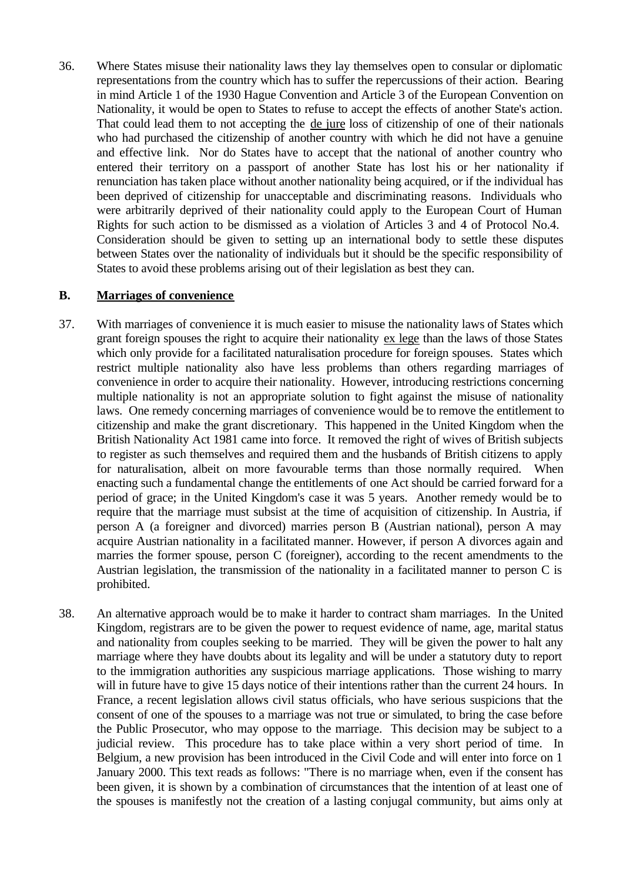36. Where States misuse their nationality laws they lay themselves open to consular or diplomatic representations from the country which has to suffer the repercussions of their action. Bearing in mind Article 1 of the 1930 Hague Convention and Article 3 of the European Convention on Nationality, it would be open to States to refuse to accept the effects of another State's action. That could lead them to not accepting the de jure loss of citizenship of one of their nationals who had purchased the citizenship of another country with which he did not have a genuine and effective link. Nor do States have to accept that the national of another country who entered their territory on a passport of another State has lost his or her nationality if renunciation has taken place without another nationality being acquired, or if the individual has been deprived of citizenship for unacceptable and discriminating reasons. Individuals who were arbitrarily deprived of their nationality could apply to the European Court of Human Rights for such action to be dismissed as a violation of Articles 3 and 4 of Protocol No.4. Consideration should be given to setting up an international body to settle these disputes between States over the nationality of individuals but it should be the specific responsibility of States to avoid these problems arising out of their legislation as best they can.

## B. Marriages of convenience

37. With marriages of convenience it is much easier to misuse the nationality laws of States which grant foreign spouses the right to acquire their nationality ex lege than the laws of those States which only provide for a facilitated naturalisation procedure for foreign spouses. States which restrict multiple nationality also have less problems than others regarding marriages of convenience in order to acquire their nationality. However, introducing restrictions concerning multiple nationality is not an appropriate solution to fight against the misuse of nationality laws. One remedy concerning marriages of convenience would be to remove the entitlement to citizenship and make the grant discretionary. This happened in the United Kingdom when the British Nationality Act 1981 came into force. It removed the right of wives of British subjects to register as such themselves and required them and the husbands of British citizens to apply for naturalisation, albeit on more favourable terms than those normally required. When enacting such a fundamental change the entitlements of one Act should be carried forward for a period of grace; in the United Kingdom's case it was 5 years. Another remedy would be to require that the marriage must subsist at the time of acquisition of citizenship. In Austria, if person A (a foreigner and divorced) marries person B (Austrian national), person A may acquire Austrian nationality in a facilitated manner. However, if person A divorces again and marries the former spouse, person C (foreigner), according to the recent amendments to the Austrian legislation, the transmission of the nationality in a facilitated manner to person C is prohibited.

38. An alternative approach would be to make it harder to contract sham marriages. In the United Kingdom, registrars are to be given the power to request evidence of name, age, marital status and nationality from couples seeking to be married. They will be given the power to halt any marriage where they have doubts about its legality and will be under a statutory duty to report to the immigration authorities any suspicious marriage applications. Those wishing to marry will in future have to give 15 days notice of their intentions rather than the current 24 hours. In France, a recent legislation allows civil status officials, who have serious suspicions that the consent of one of the spouses to a marriage was not true or simulated, to bring the case before the Public Prosecutor, who may oppose to the marriage. This decision may be subject to a judicial review. This procedure has to take place within a very short period of time. In Belgium, a new provision has been introduced in the Civil Code and will enter into force on 1 January 2000. This text reads as follows: "There is no marriage when, even if the consent has been given, it is shown by a combination of circumstances that the intention of at least one of the spouses is manifestly not the creation of a lasting conjugal community, but aims only at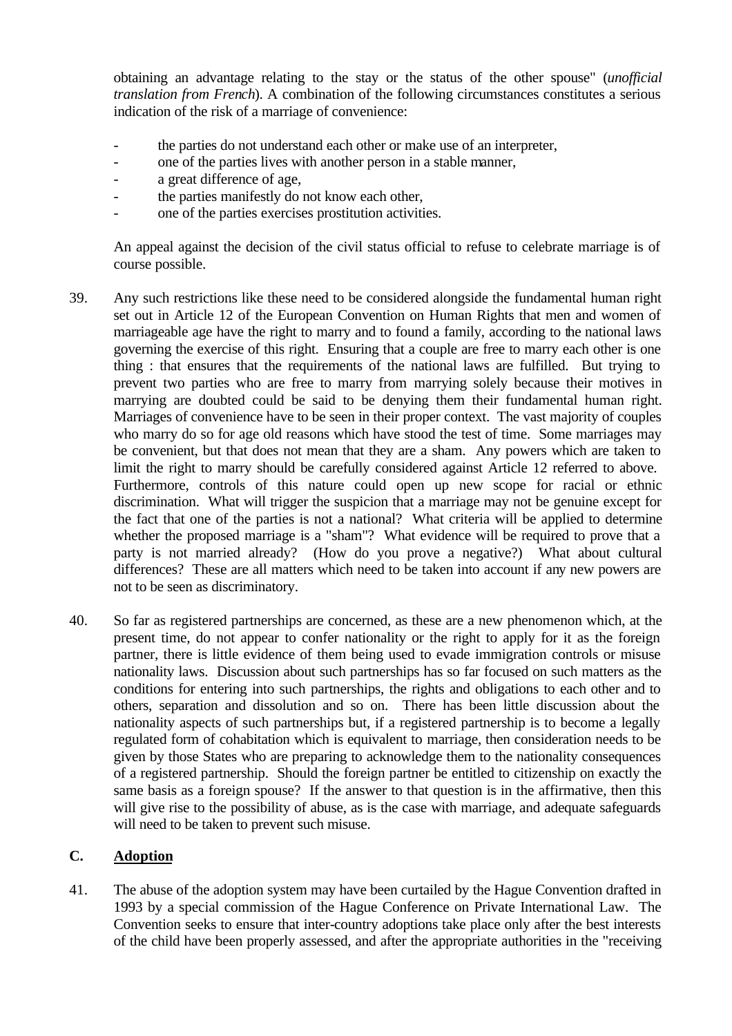obtaining an advantage relating to the stay or the status of the other spouse" (*unofficial translation from French*). A combination of the following circumstances constitutes a serious indication of the risk of a marriage of convenience:

- the parties do not understand each other or make use of an interpreter,
- one of the parties lives with another person in a stable manner,
- a great difference of age,
- the parties manifestly do not know each other,
- one of the parties exercises prostitution activities.

An appeal against the decision of the civil status official to refuse to celebrate marriage is of course possible.

39. Any such restrictions like these need to be considered alongside the fundamental human right set out in Article 12 of the European Convention on Human Rights that men and women of marriageable age have the right to marry and to found a family, according to the national laws governing the exercise of this right. Ensuring that a couple are free to marry each other is one thing : that ensures that the requirements of the national laws are fulfilled. But trying to prevent two parties who are free to marry from marrying solely because their motives in marrying are doubted could be said to be denying them their fundamental human right. Marriages of convenience have to be seen in their proper context. The vast majority of couples who marry do so for age old reasons which have stood the test of time. Some marriages may be convenient, but that does not mean that they are a sham. Any powers which are taken to limit the right to marry should be carefully considered against Article 12 referred to above. Furthermore, controls of this nature could open up new scope for racial or ethnic discrimination. What will trigger the suspicion that a marriage may not be genuine except for the fact that one of the parties is not a national? What criteria will be applied to determine whether the proposed marriage is a "sham"? What evidence will be required to prove that a party is not married already? (How do you prove a negative?) What about cultural differences? These are all matters which need to be taken into account if any new powers are not to be seen as discriminatory.

40. So far as registered partnerships are concerned, as these are a new phenomenon which, at the present time, do not appear to confer nationality or the right to apply for it as the foreign partner, there is little evidence of them being used to evade immigration controls or misuse nationality laws. Discussion about such partnerships has so far focused on such matters as the conditions for entering into such partnerships, the rights and obligations to each other and to others, separation and dissolution and so on. There has been little discussion about the nationality aspects of such partnerships but, if a registered partnership is to become a legally regulated form of cohabitation which is equivalent to marriage, then consideration needs to be given by those States who are preparing to acknowledge them to the nationality consequences of a registered partnership. Should the foreign partner be entitled to citizenship on exactly the same basis as a foreign spouse? If the answer to that question is in the affirmative, then this will give rise to the possibility of abuse, as is the case with marriage, and adequate safeguards will need to be taken to prevent such misuse.

### C. Adoption

41. The abuse of the adoption system may have been curtailed by the Hague Convention drafted in 1993 by a special commission of the Hague Conference on Private International Law. The Convention seeks to ensure that inter-country adoptions take place only after the best interests of the child have been properly assessed, and after the appropriate authorities in the "receiving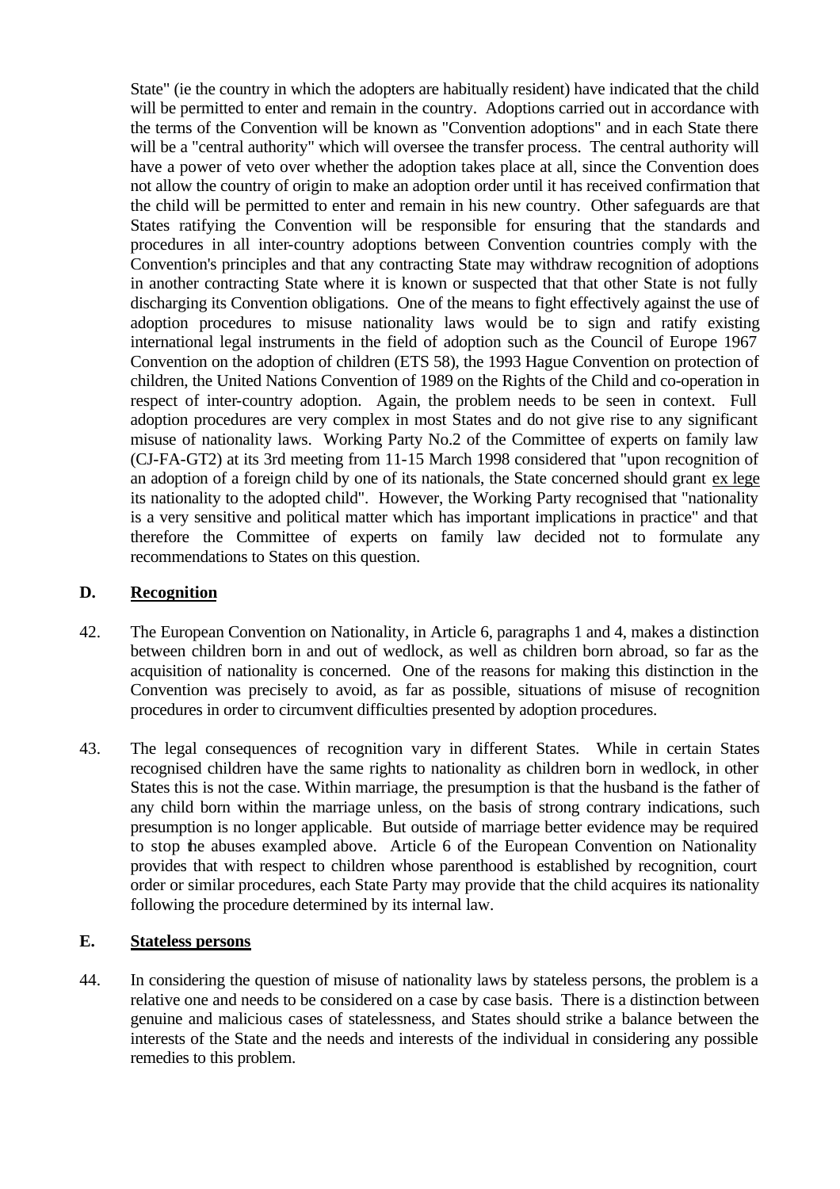State" (ie the country in which the adopters are habitually resident) have indicated that the child will be permitted to enter and remain in the country. Adoptions carried out in accordance with the terms of the Convention will be known as "Convention adoptions" and in each State there will be a "central authority" which will oversee the transfer process. The central authority will have a power of veto over whether the adoption takes place at all, since the Convention does not allow the country of origin to make an adoption order until it has received confirmation that the child will be permitted to enter and remain in his new country. Other safeguards are that States ratifying the Convention will be responsible for ensuring that the standards and procedures in all inter-country adoptions between Convention countries comply with the Convention's principles and that any contracting State may withdraw recognition of adoptions in another contracting State where it is known or suspected that that other State is not fully discharging its Convention obligations. One of the means to fight effectively against the use of adoption procedures to misuse nationality laws would be to sign and ratify existing international legal instruments in the field of adoption such as the Council of Europe 1967 Convention on the adoption of children (ETS 58), the 1993 Hague Convention on protection of children, the United Nations Convention of 1989 on the Rights of the Child and co-operation in respect of inter-country adoption. Again, the problem needs to be seen in context. Full adoption procedures are very complex in most States and do not give rise to any significant misuse of nationality laws. Working Party No.2 of the Committee of experts on family law (CJ-FA-GT2) at its 3rd meeting from 11-15 March 1998 considered that "upon recognition of an adoption of a foreign child by one of its nationals, the State concerned should grant <u>ex lege</u> its nationality to the adopted child". However, the Working Party recognised that "nationality is a very sensitive and political matter which has important implications in practice" and that therefore the Committee of experts on family law decided not to formulate any recommendations to States on this question.

## D. <u>Recognition</u>

42. The European Convention on Nationality, in Article 6, paragraphs 1 and 4, makes a distinction between children born in and out of wedlock, as well as children born abroad, so far as the acquisition of nationality is concerned. One of the reasons for making this distinction in the Convention was precisely to avoid, as far as possible, situations of misuse of recognition procedures in order to circumvent difficulties presented by adoption procedures.

43. The legal consequences of recognition vary in different States. While in certain States recognised children have the same rights to nationality as children born in wedlock, in other States this is not the case. Within marriage, the presumption is that the husband is the father of any child born within the marriage unless, on the basis of strong contrary indications, such presumption is no longer applicable. But outside of marriage better evidence may be required to stop the abuses exampled above. Article 6 of the European Convention on Nationality provides that with respect to children whose parenthood is established by recognition, court order or similar procedures, each State Party may provide that the child acquires its nationality following the procedure determined by its internal law.

## E. <u>Stateless persons</u>

44. In considering the question of misuse of nationality laws by stateless persons, the problem is a relative one and needs to be considered on a case by case basis. There is a distinction between genuine and malicious cases of statelessness, and States should strike a balance between the interests of the State and the needs and interests of the individual in considering any possible remedies to this problem.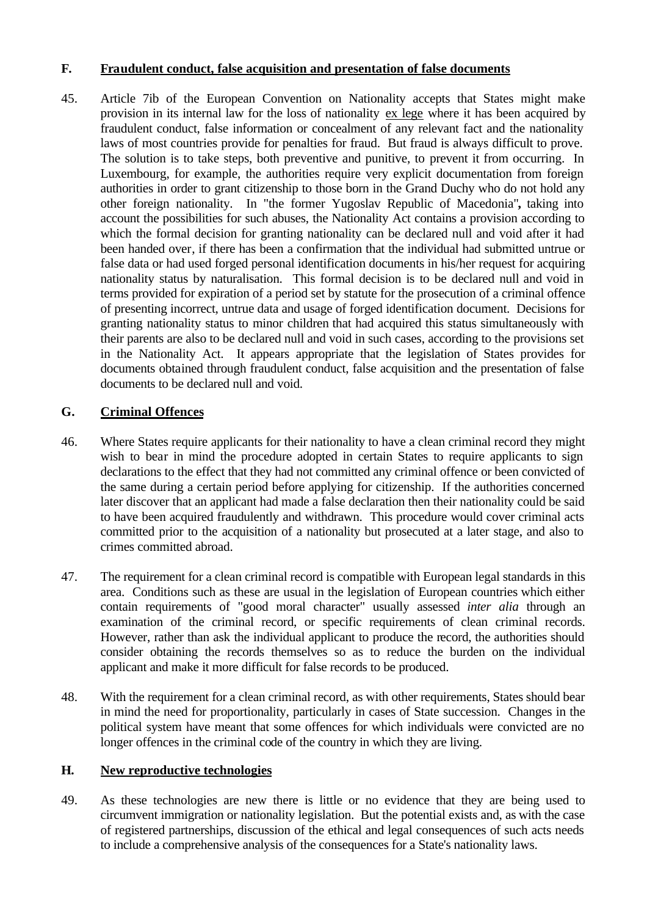## F. Fraudulent conduct, false acquisition and presentation of false documents

45. Article 7ib of the European Convention on Nationality accepts that States might make provision in its internal law for the loss of nationality ex lege where it has been acquired by fraudulent conduct, false information or concealment of any relevant fact and the nationality laws of most countries provide for penalties for fraud. But fraud is always difficult to prove. The solution is to take steps, both preventive and punitive, to prevent it from occurring. In Luxembourg, for example, the authorities require very explicit documentation from foreign authorities in order to grant citizenship to those born in the Grand Duchy who do not hold any other foreign nationality. In "the former Yugoslav Republic of Macedonia", taking into account the possibilities for such abuses, the Nationality Act contains a provision according to which the formal decision for granting nationality can be declared null and void after it had been handed over, if there has been a confirmation that the individual had submitted untrue or false data or had used forged personal identification documents in his/her request for acquiring nationality status by naturalisation. This formal decision is to be declared null and void in terms provided for expiration of a period set by statute for the prosecution of a criminal offence of presenting incorrect, untrue data and usage of forged identification document. Decisions for granting nationality status to minor children that had acquired this status simultaneously with their parents are also to be declared null and void in such cases, according to the provisions set in the Nationality Act. It appears appropriate that the legislation of States provides for documents obtained through fraudulent conduct, false acquisition and the presentation of false documents to be declared null and void.

## G. Criminal Offences

46. Where States require applicants for their nationality to have a clean criminal record they might wish to bear in mind the procedure adopted in certain States to require applicants to sign declarations to the effect that they had not committed any criminal offence or been convicted of the same during a certain period before applying for citizenship. If the authorities concerned later discover that an applicant had made a false declaration then their nationality could be said to have been acquired fraudulently and withdrawn. This procedure would cover criminal acts committed prior to the acquisition of a nationality but prosecuted at a later stage, and also to crimes committed abroad.

47. The requirement for a clean criminal record is compatible with European legal standards in this area. Conditions such as these are usual in the legislation of European countries which either contain requirements of "good moral character" usually assessed *inter alia* through an examination of the criminal record, or specific requirements of clean criminal records. However, rather than ask the individual applicant to produce the record, the authorities should consider obtaining the records themselves so as to reduce the burden on the individual applicant and make it more difficult for false records to be produced.

48. With the requirement for a clean criminal record, as with other requirements, States should bear in mind the need for proportionality, particularly in cases of State succession. Changes in the political system have meant that some offences for which individuals were convicted are no longer offences in the criminal code of the country in which they are living.

## H. New reproductive technologies

49. As these technologies are new there is little or no evidence that they are being used to circumvent immigration or nationality legislation. But the potential exists and, as with the case of registered partnerships, discussion of the ethical and legal consequences of such acts needs to include a comprehensive analysis of the consequences for a State's nationality laws.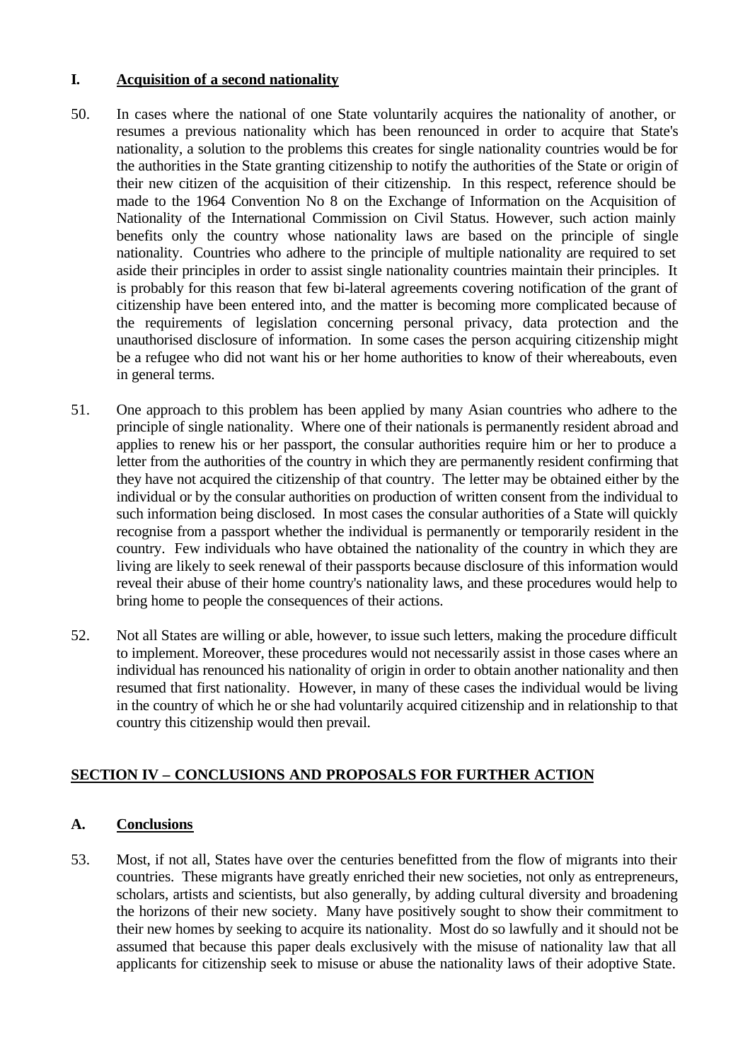### I. Acquisition of a second nationality

50. In cases where the national of one State voluntarily acquires the nationality of another, or resumes a previous nationality which has been renounced in order to acquire that State's nationality, a solution to the problems this creates for single nationality countries would be for the authorities in the State granting citizenship to notify the authorities of the State or origin of their new citizen of the acquisition of their citizenship. In this respect, reference should be made to the 1964 Convention No 8 on the Exchange of Information on the Acquisition of Nationality of the International Commission on Civil Status. However, such action mainly benefits only the country whose nationality laws are based on the principle of single nationality. Countries who adhere to the principle of multiple nationality are required to set aside their principles in order to assist single nationality countries maintain their principles. It is probably for this reason that few bi-lateral agreements covering notification of the grant of citizenship have been entered into, and the matter is becoming more complicated because of the requirements of legislation concerning personal privacy, data protection and the unauthorised disclosure of information. In some cases the person acquiring citizenship might be a refugee who did not want his or her home authorities to know of their whereabouts, even in general terms.

51. One approach to this problem has been applied by many Asian countries who adhere to the principle of single nationality. Where one of their nationals is permanently resident abroad and applies to renew his or her passport, the consular authorities require him or her to produce a letter from the authorities of the country in which they are permanently resident confirming that they have not acquired the citizenship of that country. The letter may be obtained either by the individual or by the consular authorities on production of written consent from the individual to such information being disclosed. In most cases the consular authorities of a State will quickly recognise from a passport whether the individual is permanently or temporarily resident in the country. Few individuals who have obtained the nationality of the country in which they are living are likely to seek renewal of their passports because disclosure of this information would reveal their abuse of their home country's nationality laws, and these procedures would help to bring home to people the consequences of their actions.

52. Not all States are willing or able, however, to issue such letters, making the procedure difficult to implement. Moreover, these procedures would not necessarily assist in those cases where an individual has renounced his nationality of origin in order to obtain another nationality and then resumed that first nationality. However, in many of these cases the individual would be living in the country of which he or she had voluntarily acquired citizenship and in relationship to that country this citizenship would then prevail.

## SECTION IV – CONCLUSIONS AND PROPOSALS FOR FURTHER ACTION

### A. Conclusions

53. Most, if not all, States have over the centuries benefitted from the flow of migrants into their countries. These migrants have greatly enriched their new societies, not only as entrepreneurs, scholars, artists and scientists, but also generally, by adding cultural diversity and broadening the horizons of their new society. Many have positively sought to show their commitment to their new homes by seeking to acquire its nationality. Most do so lawfully and it should not be assumed that because this paper deals exclusively with the misuse of nationality law that all applicants for citizenship seek to misuse or abuse the nationality laws of their adoptive State.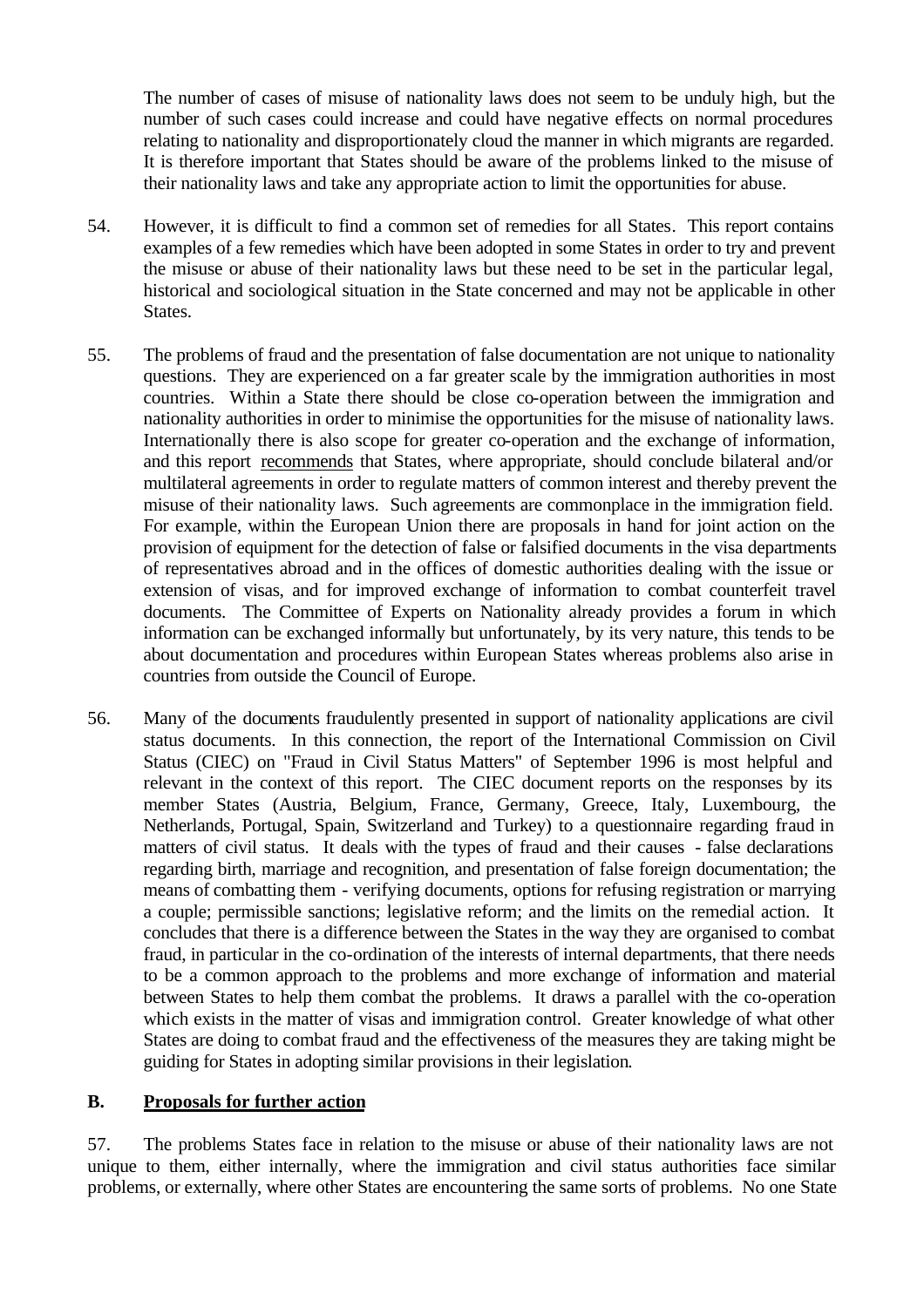The number of cases of misuse of nationality laws does not seem to be unduly high, but the number of such cases could increase and could have negative effects on normal procedures relating to nationality and disproportionately cloud the manner in which migrants are regarded. It is therefore important that States should be aware of the problems linked to the misuse of their nationality laws and take any appropriate action to limit the opportunities for abuse.

54. However, it is difficult to find a common set of remedies for all States. This report contains examples of a few remedies which have been adopted in some States in order to try and prevent the misuse or abuse of their nationality laws but these need to be set in the particular legal, historical and sociological situation in the State concerned and may not be applicable in other States.

55. The problems of fraud and the presentation of false documentation are not unique to nationality questions. They are experienced on a far greater scale by the immigration authorities in most countries. Within a State there should be close co-operation between the immigration and nationality authorities in order to minimise the opportunities for the misuse of nationality laws. Internationally there is also scope for greater co-operation and the exchange of information, and this report recommends that States, where appropriate, should conclude bilateral and/or multilateral agreements in order to regulate matters of common interest and thereby prevent the misuse of their nationality laws. Such agreements are commonplace in the immigration field. For example, within the European Union there are proposals in hand for joint action on the provision of equipment for the detection of false or falsified documents in the visa departments of representatives abroad and in the offices of domestic authorities dealing with the issue or extension of visas, and for improved exchange of information to combat counterfeit travel documents. The Committee of Experts on Nationality already provides a forum in which information can be exchanged informally but unfortunately, by its very nature, this tends to be about documentation and procedures within European States whereas problems also arise in countries from outside the Council of Europe.

56. Many of the documents fraudulently presented in support of nationality applications are civil status documents. In this connection, the report of the International Commission on Civil Status (CIEC) on "Fraud in Civil Status Matters" of September 1996 is most helpful and relevant in the context of this report. The CIEC document reports on the responses by its member States (Austria, Belgium, France, Germany, Greece, Italy, Luxembourg, the Netherlands, Portugal, Spain, Switzerland and Turkey) to a questionnaire regarding fraud in matters of civil status. It deals with the types of fraud and their causes - false declarations regarding birth, marriage and recognition, and presentation of false foreign documentation; the means of combatting them - verifying documents, options for refusing registration or marrying a couple; permissible sanctions; legislative reform; and the limits on the remedial action. It concludes that there is a difference between the States in the way they are organised to combat fraud, in particular in the co-ordination of the interests of internal departments, that there needs to be a common approach to the problems and more exchange of information and material between States to help them combat the problems. It draws a parallel with the co-operation which exists in the matter of visas and immigration control. Greater knowledge of what other States are doing to combat fraud and the effectiveness of the measures they are taking might be guiding for States in adopting similar provisions in their legislation.

## B. Proposals for further action

57. The problems States face in relation to the misuse or abuse of their nationality laws are not unique to them, either internally, where the immigration and civil status authorities face similar problems, or externally, where other States are encountering the same sorts of problems. No one State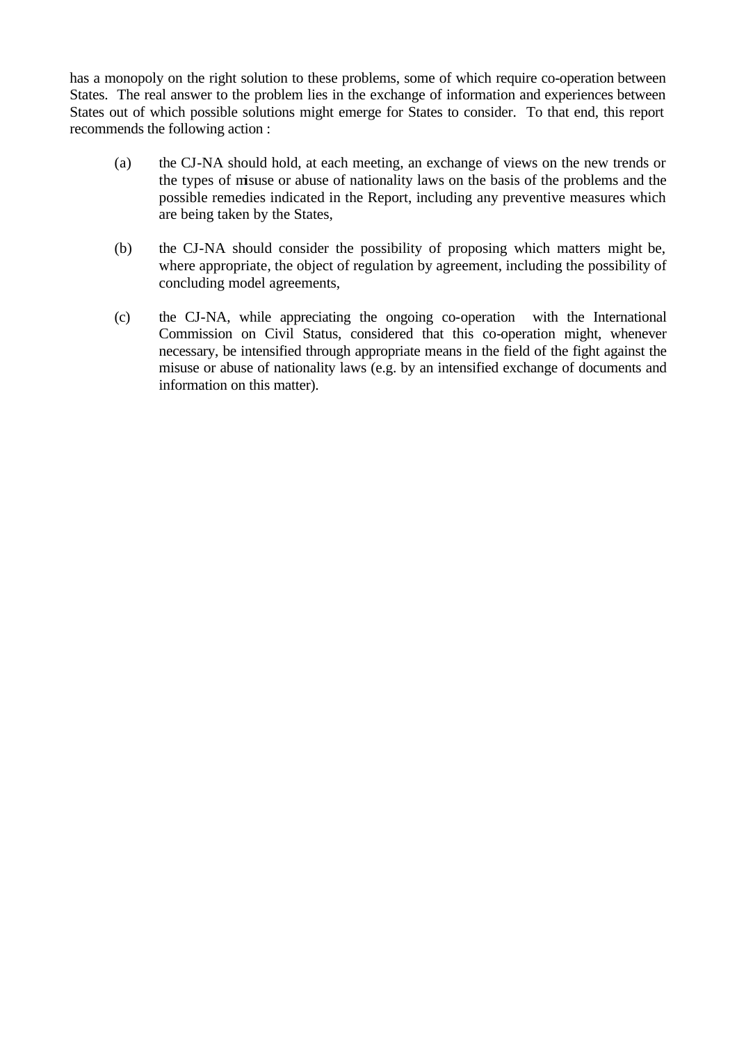has a monopoly on the right solution to these problems, some of which require co-operation between States. The real answer to the problem lies in the exchange of information and experiences between States out of which possible solutions might emerge for States to consider. To that end, this report recommends the following action :

(a) the CJ-NA should hold, at each meeting, an exchange of views on the new trends or the types of misuse or abuse of nationality laws on the basis of the problems and the possible remedies indicated in the Report, including any preventive measures which are being taken by the States,

(b) the CJ-NA should consider the possibility of proposing which matters might be, where appropriate, the object of regulation by agreement, including the possibility of concluding model agreements,

(c) the CJ-NA, while appreciating the ongoing co-operation with the International Commission on Civil Status, considered that this co-operation might, whenever necessary, be intensified through appropriate means in the field of the fight against the misuse or abuse of nationality laws (e.g. by an intensified exchange of documents and information on this matter).